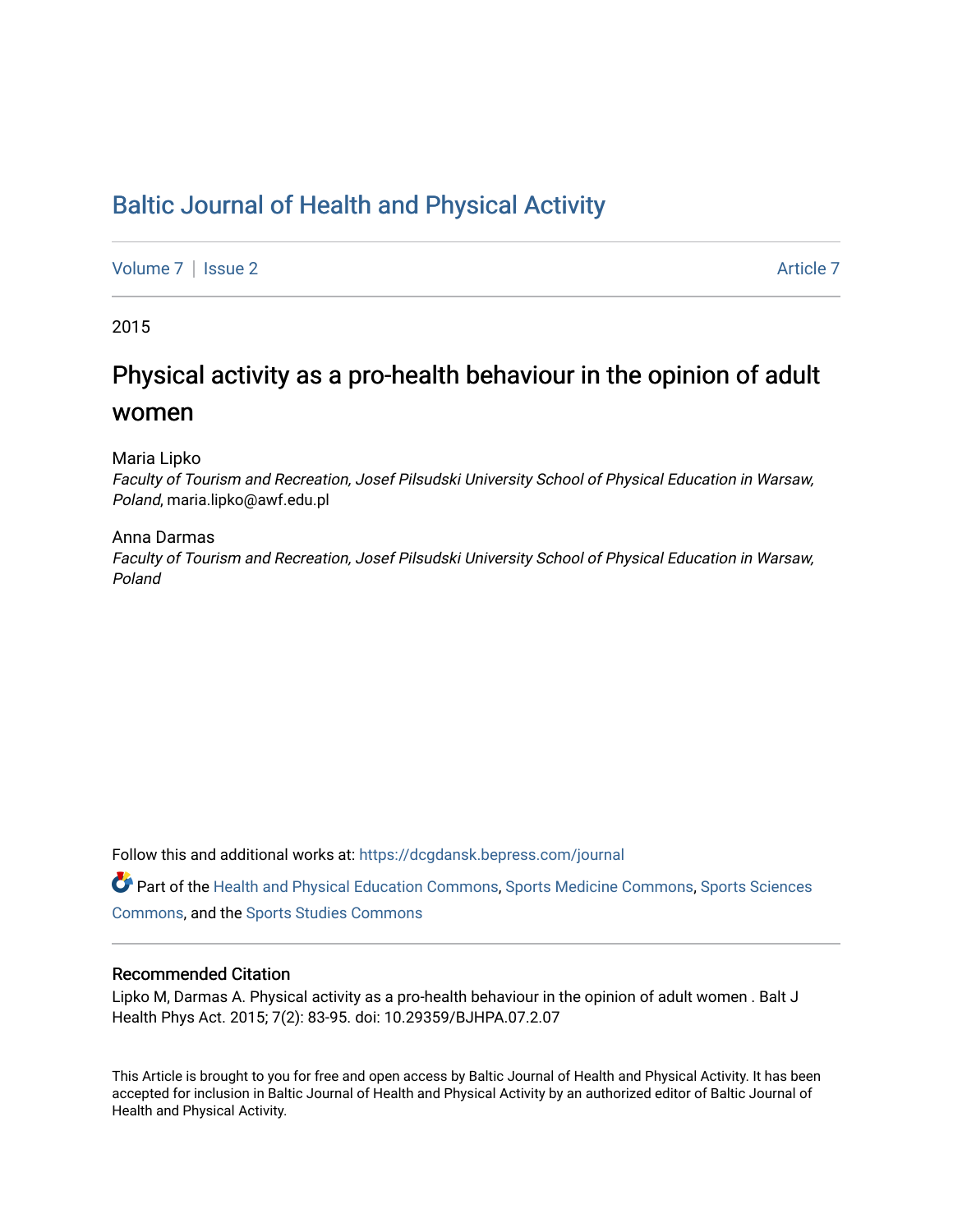# Baltic Journal of Health and Physical Activity

Volume 7 | Issue 2 Article 7

2015

## Physical activity as a pro-health behaviour in the opinion of adult women

Maria Lipko
*Faculty of Tourism and Recreation, Josef Pilsudski University School of Physical Education in Warsaw, Poland*, maria.lipko@awf.edu.pl

Anna Darmas
*Faculty of Tourism and Recreation, Josef Pilsudski University School of Physical Education in Warsaw, Poland*

Follow this and additional works at: https://dcgdansk.bepress.com/journal

Part of the Health and Physical Education Commons, Sports Medicine Commons, Sports Sciences Commons, and the Sports Studies Commons

### Recommended Citation

Lipko M, Darmas A. Physical activity as a pro-health behaviour in the opinion of adult women . Balt J Health Phys Act. 2015; 7(2): 83-95. doi: 10.29359/BJHPA.07.2.07

This Article is brought to you for free and open access by Baltic Journal of Health and Physical Activity. It has been accepted for inclusion in Baltic Journal of Health and Physical Activity by an authorized editor of Baltic Journal of Health and Physical Activity.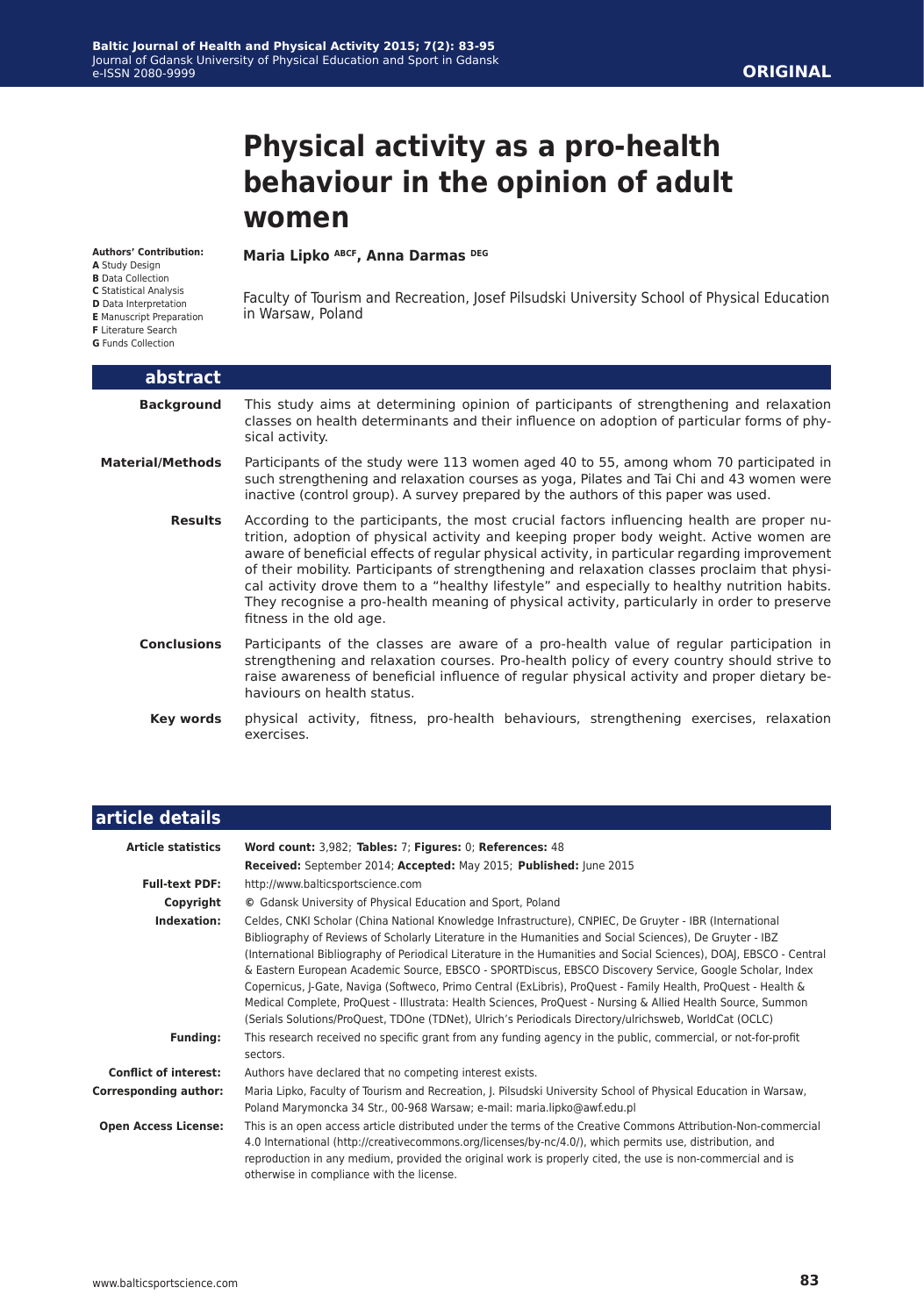ORIGINAL

# Physical activity as a pro-health behaviour in the opinion of adult women

**Authors' Contribution:**
**A** Study Design
**B** Data Collection
**C** Statistical Analysis
**D** Data Interpretation
**E** Manuscript Preparation
**F** Literature Search
**G** Funds Collection

**Maria Lipko** [ABCF], **Anna Darmas** [DEG]

Faculty of Tourism and Recreation, Josef Pilsudski University School of Physical Education in Warsaw, Poland

## abstract

**Background** This study aims at determining opinion of participants of strengthening and relaxation classes on health determinants and their influence on adoption of particular forms of physical activity.

**Material/Methods** Participants of the study were 113 women aged 40 to 55, among whom 70 participated in such strengthening and relaxation courses as yoga, Pilates and Tai Chi and 43 women were inactive (control group). A survey prepared by the authors of this paper was used.

**Results** According to the participants, the most crucial factors influencing health are proper nutrition, adoption of physical activity and keeping proper body weight. Active women are aware of beneficial effects of regular physical activity, in particular regarding improvement of their mobility. Participants of strengthening and relaxation classes proclaim that physical activity drove them to a "healthy lifestyle" and especially to healthy nutrition habits. They recognise a pro-health meaning of physical activity, particularly in order to preserve fitness in the old age.

**Conclusions** Participants of the classes are aware of a pro-health value of regular participation in strengthening and relaxation courses. Pro-health policy of every country should strive to raise awareness of beneficial influence of regular physical activity and proper dietary behaviours on health status.

**Key words** physical activity, fitness, pro-health behaviours, strengthening exercises, relaxation exercises.

## article details

**Article statistics** **Word count:** 3,982; **Tables:** 7; **Figures:** 0; **References:** 48
**Received:** September 2014; **Accepted:** May 2015; **Published:** June 2015

**Full-text PDF:** http://www.balticsportscience.com

**Copyright** © Gdansk University of Physical Education and Sport, Poland

**Indexation:** Celdes, CNKI Scholar (China National Knowledge Infrastructure), CNPIEC, De Gruyter - IBR (International Bibliography of Reviews of Scholarly Literature in the Humanities and Social Sciences), De Gruyter - IBZ (International Bibliography of Periodical Literature in the Humanities and Social Sciences), DOAJ, EBSCO - Central & Eastern European Academic Source, EBSCO - SPORTDiscus, EBSCO Discovery Service, Google Scholar, Index Copernicus, J-Gate, Naviga (Softweco, Primo Central (ExLibris), ProQuest - Family Health, ProQuest - Health & Medical Complete, ProQuest - Illustrata: Health Sciences, ProQuest - Nursing & Allied Health Source, Summon (Serials Solutions/ProQuest, TDOne (TDNet), Ulrich's Periodicals Directory/ulrichsweb, WorldCat (OCLC)

**Funding:** This research received no specific grant from any funding agency in the public, commercial, or not-for-profit sectors.

**Conflict of interest:** Authors have declared that no competing interest exists.

**Corresponding author:** Maria Lipko, Faculty of Tourism and Recreation, J. Pilsudski University School of Physical Education in Warsaw, Poland Marymoncka 34 Str., 00-968 Warsaw; e-mail: maria.lipko@awf.edu.pl

**Open Access License:** This is an open access article distributed under the terms of the Creative Commons Attribution-Non-commercial 4.0 International (http://creativecommons.org/licenses/by-nc/4.0/), which permits use, distribution, and reproduction in any medium, provided the original work is properly cited, the use is non-commercial and is otherwise in compliance with the license.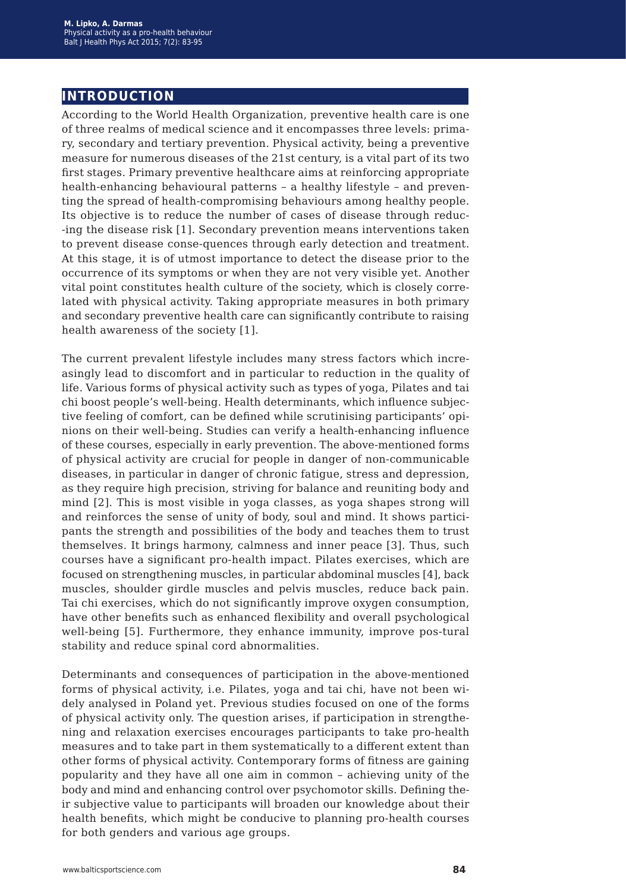## INTRODUCTION

According to the World Health Organization, preventive health care is one of three realms of medical science and it encompasses three levels: primary, secondary and tertiary prevention. Physical activity, being a preventive measure for numerous diseases of the 21st century, is a vital part of its two first stages. Primary preventive healthcare aims at reinforcing appropriate health-enhancing behavioural patterns – a healthy lifestyle – and preventing the spread of health-compromising behaviours among healthy people. Its objective is to reduce the number of cases of disease through reduc-ing the disease risk [1]. Secondary prevention means interventions taken to prevent disease conse-quences through early detection and treatment. At this stage, it is of utmost importance to detect the disease prior to the occurrence of its symptoms or when they are not very visible yet. Another vital point constitutes health culture of the society, which is closely correlated with physical activity. Taking appropriate measures in both primary and secondary preventive health care can significantly contribute to raising health awareness of the society [1].

The current prevalent lifestyle includes many stress factors which increasingly lead to discomfort and in particular to reduction in the quality of life. Various forms of physical activity such as types of yoga, Pilates and tai chi boost people's well-being. Health determinants, which influence subjective feeling of comfort, can be defined while scrutinising participants' opinions on their well-being. Studies can verify a health-enhancing influence of these courses, especially in early prevention. The above-mentioned forms of physical activity are crucial for people in danger of non-communicable diseases, in particular in danger of chronic fatigue, stress and depression, as they require high precision, striving for balance and reuniting body and mind [2]. This is most visible in yoga classes, as yoga shapes strong will and reinforces the sense of unity of body, soul and mind. It shows participants the strength and possibilities of the body and teaches them to trust themselves. It brings harmony, calmness and inner peace [3]. Thus, such courses have a significant pro-health impact. Pilates exercises, which are focused on strengthening muscles, in particular abdominal muscles [4], back muscles, shoulder girdle muscles and pelvis muscles, reduce back pain. Tai chi exercises, which do not significantly improve oxygen consumption, have other benefits such as enhanced flexibility and overall psychological well-being [5]. Furthermore, they enhance immunity, improve pos-tural stability and reduce spinal cord abnormalities.

Determinants and consequences of participation in the above-mentioned forms of physical activity, i.e. Pilates, yoga and tai chi, have not been widely analysed in Poland yet. Previous studies focused on one of the forms of physical activity only. The question arises, if participation in strengthening and relaxation exercises encourages participants to take pro-health measures and to take part in them systematically to a different extent than other forms of physical activity. Contemporary forms of fitness are gaining popularity and they have all one aim in common – achieving unity of the body and mind and enhancing control over psychomotor skills. Defining their subjective value to participants will broaden our knowledge about their health benefits, which might be conducive to planning pro-health courses for both genders and various age groups.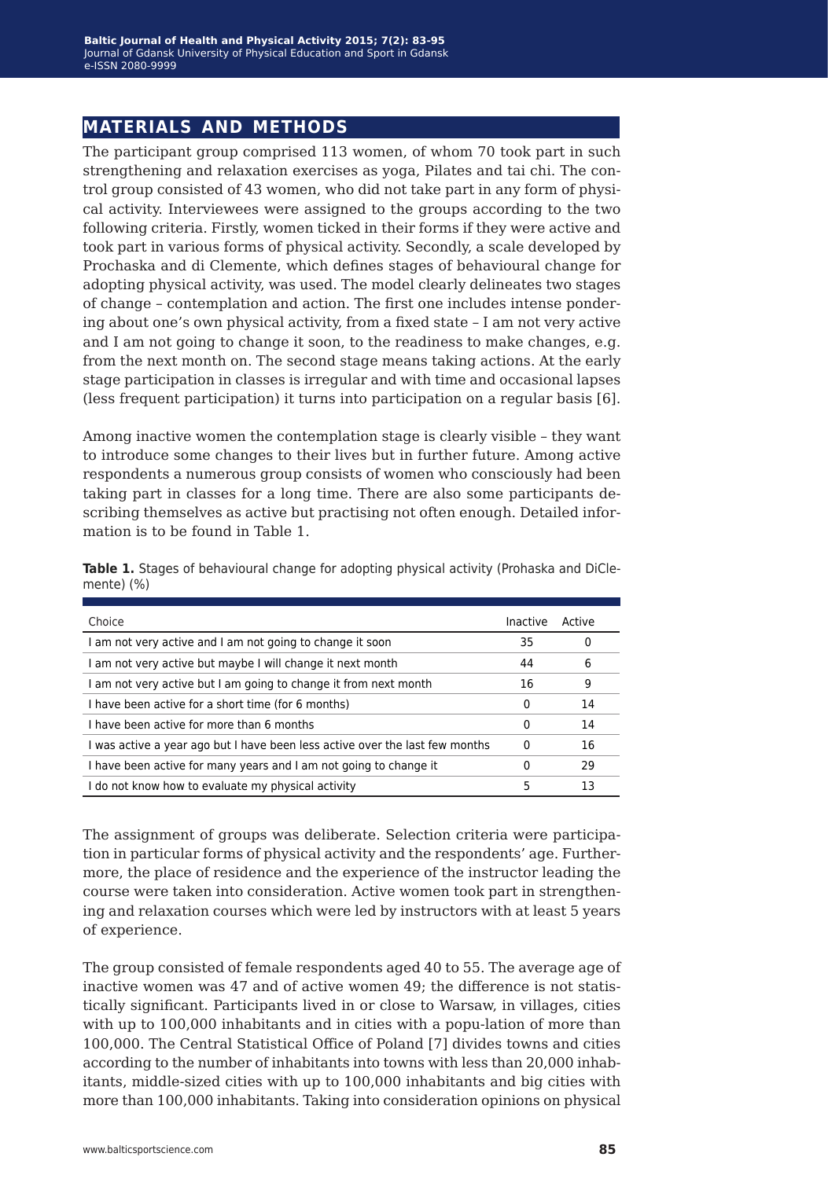## MATERIALS AND METHODS

The participant group comprised 113 women, of whom 70 took part in such strengthening and relaxation exercises as yoga, Pilates and tai chi. The control group consisted of 43 women, who did not take part in any form of physical activity. Interviewees were assigned to the groups according to the two following criteria. Firstly, women ticked in their forms if they were active and took part in various forms of physical activity. Secondly, a scale developed by Prochaska and di Clemente, which defines stages of behavioural change for adopting physical activity, was used. The model clearly delineates two stages of change – contemplation and action. The first one includes intense pondering about one's own physical activity, from a fixed state – I am not very active and I am not going to change it soon, to the readiness to make changes, e.g. from the next month on. The second stage means taking actions. At the early stage participation in classes is irregular and with time and occasional lapses (less frequent participation) it turns into participation on a regular basis [6].

Among inactive women the contemplation stage is clearly visible – they want to introduce some changes to their lives but in further future. Among active respondents a numerous group consists of women who consciously had been taking part in classes for a long time. There are also some participants describing themselves as active but practising not often enough. Detailed information is to be found in Table 1.

**Table 1.** Stages of behavioural change for adopting physical activity (Prohaska and DiClemente) (%)

| Choice | Inactive | Active |
|---|---|---|
| I am not very active and I am not going to change it soon | 35 | 0 |
| I am not very active but maybe I will change it next month | 44 | 6 |
| I am not very active but I am going to change it from next month | 16 | 9 |
| I have been active for a short time (for 6 months) | 0 | 14 |
| I have been active for more than 6 months | 0 | 14 |
| I was active a year ago but I have been less active over the last few months | 0 | 16 |
| I have been active for many years and I am not going to change it | 0 | 29 |
| I do not know how to evaluate my physical activity | 5 | 13 |

The assignment of groups was deliberate. Selection criteria were participation in particular forms of physical activity and the respondents' age. Furthermore, the place of residence and the experience of the instructor leading the course were taken into consideration. Active women took part in strengthening and relaxation courses which were led by instructors with at least 5 years of experience.

The group consisted of female respondents aged 40 to 55. The average age of inactive women was 47 and of active women 49; the difference is not statistically significant. Participants lived in or close to Warsaw, in villages, cities with up to 100,000 inhabitants and in cities with a popu-lation of more than 100,000. The Central Statistical Office of Poland [7] divides towns and cities according to the number of inhabitants into towns with less than 20,000 inhabitants, middle-sized cities with up to 100,000 inhabitants and big cities with more than 100,000 inhabitants. Taking into consideration opinions on physical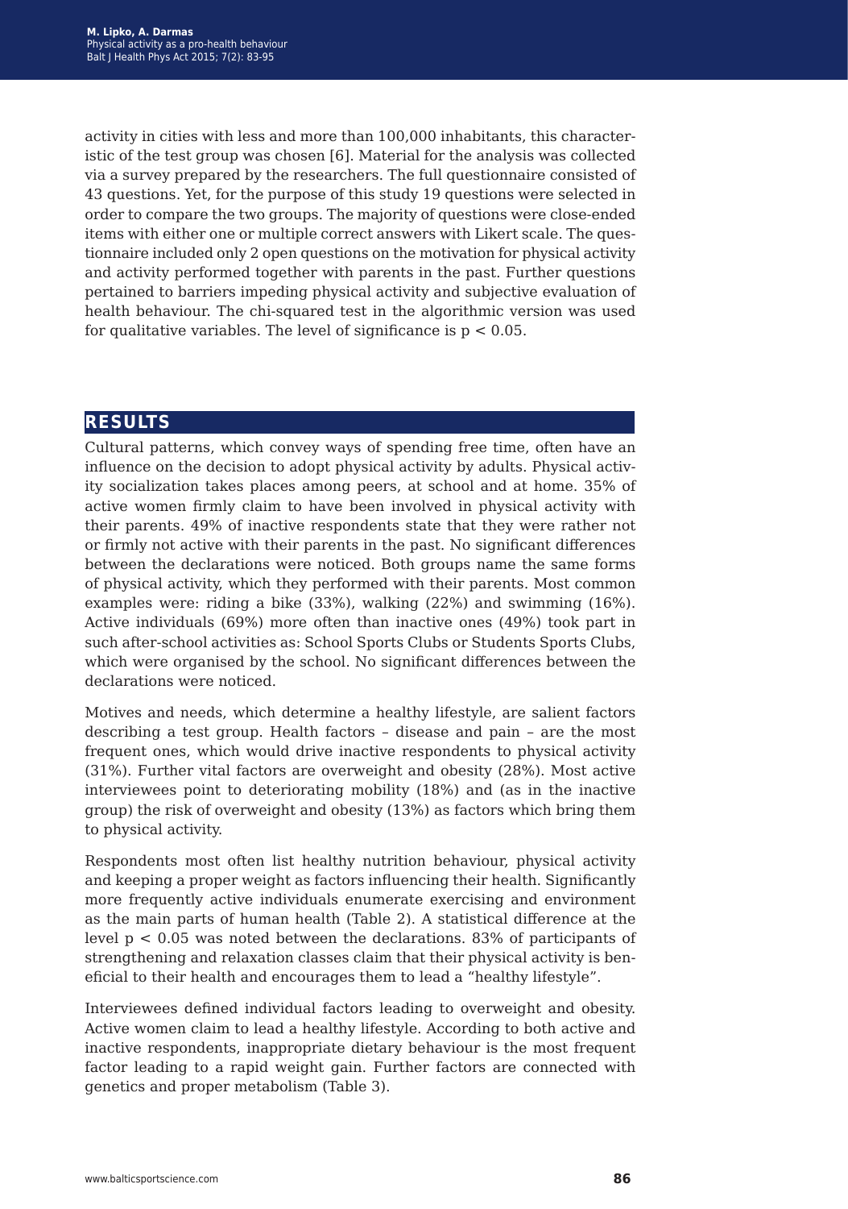activity in cities with less and more than 100,000 inhabitants, this characteristic of the test group was chosen [6]. Material for the analysis was collected via a survey prepared by the researchers. The full questionnaire consisted of 43 questions. Yet, for the purpose of this study 19 questions were selected in order to compare the two groups. The majority of questions were close-ended items with either one or multiple correct answers with Likert scale. The questionnaire included only 2 open questions on the motivation for physical activity and activity performed together with parents in the past. Further questions pertained to barriers impeding physical activity and subjective evaluation of health behaviour. The chi-squared test in the algorithmic version was used for qualitative variables. The level of significance is $p < 0.05$.

## RESULTS

Cultural patterns, which convey ways of spending free time, often have an influence on the decision to adopt physical activity by adults. Physical activity socialization takes places among peers, at school and at home. 35% of active women firmly claim to have been involved in physical activity with their parents. 49% of inactive respondents state that they were rather not or firmly not active with their parents in the past. No significant differences between the declarations were noticed. Both groups name the same forms of physical activity, which they performed with their parents. Most common examples were: riding a bike (33%), walking (22%) and swimming (16%). Active individuals (69%) more often than inactive ones (49%) took part in such after-school activities as: School Sports Clubs or Students Sports Clubs, which were organised by the school. No significant differences between the declarations were noticed.

Motives and needs, which determine a healthy lifestyle, are salient factors describing a test group. Health factors – disease and pain – are the most frequent ones, which would drive inactive respondents to physical activity (31%). Further vital factors are overweight and obesity (28%). Most active interviewees point to deteriorating mobility (18%) and (as in the inactive group) the risk of overweight and obesity (13%) as factors which bring them to physical activity.

Respondents most often list healthy nutrition behaviour, physical activity and keeping a proper weight as factors influencing their health. Significantly more frequently active individuals enumerate exercising and environment as the main parts of human health (Table 2). A statistical difference at the level $p < 0.05$ was noted between the declarations. 83% of participants of strengthening and relaxation classes claim that their physical activity is beneficial to their health and encourages them to lead a "healthy lifestyle".

Interviewees defined individual factors leading to overweight and obesity. Active women claim to lead a healthy lifestyle. According to both active and inactive respondents, inappropriate dietary behaviour is the most frequent factor leading to a rapid weight gain. Further factors are connected with genetics and proper metabolism (Table 3).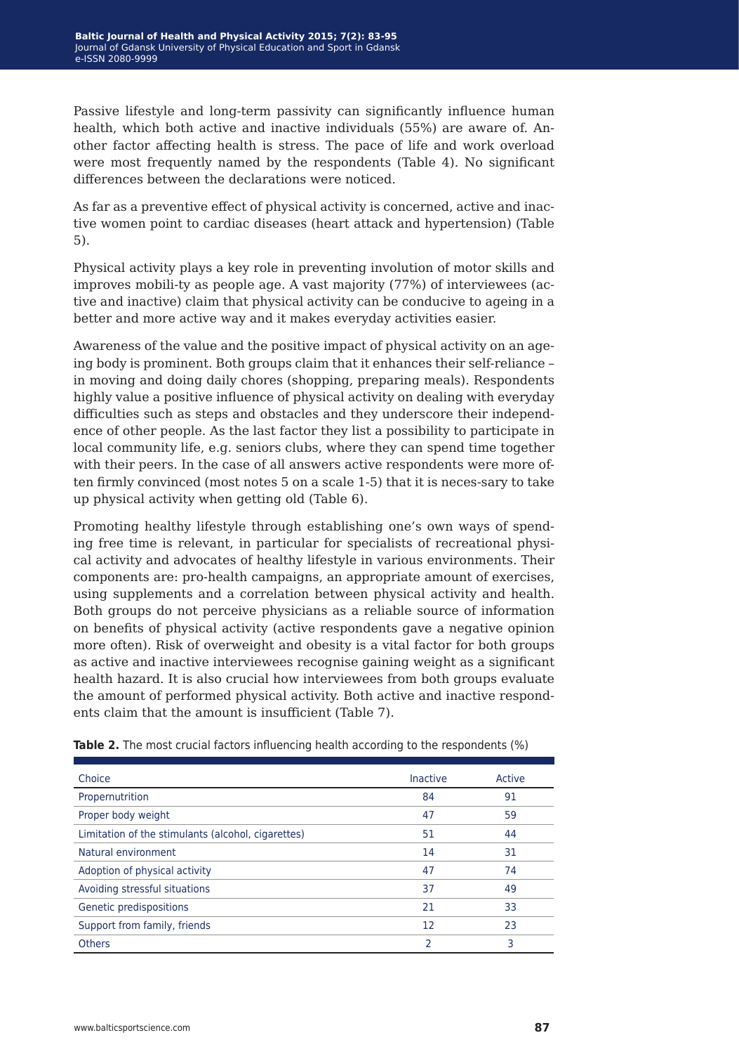Passive lifestyle and long-term passivity can significantly influence human health, which both active and inactive individuals (55%) are aware of. Another factor affecting health is stress. The pace of life and work overload were most frequently named by the respondents (Table 4). No significant differences between the declarations were noticed.

As far as a preventive effect of physical activity is concerned, active and inactive women point to cardiac diseases (heart attack and hypertension) (Table 5).

Physical activity plays a key role in preventing involution of motor skills and improves mobili-ty as people age. A vast majority (77%) of interviewees (active and inactive) claim that physical activity can be conducive to ageing in a better and more active way and it makes everyday activities easier.

Awareness of the value and the positive impact of physical activity on an ageing body is prominent. Both groups claim that it enhances their self-reliance – in moving and doing daily chores (shopping, preparing meals). Respondents highly value a positive influence of physical activity on dealing with everyday difficulties such as steps and obstacles and they underscore their independence of other people. As the last factor they list a possibility to participate in local community life, e.g. seniors clubs, where they can spend time together with their peers. In the case of all answers active respondents were more often firmly convinced (most notes 5 on a scale 1-5) that it is neces-sary to take up physical activity when getting old (Table 6).

Promoting healthy lifestyle through establishing one's own ways of spending free time is relevant, in particular for specialists of recreational physical activity and advocates of healthy lifestyle in various environments. Their components are: pro-health campaigns, an appropriate amount of exercises, using supplements and a correlation between physical activity and health. Both groups do not perceive physicians as a reliable source of information on benefits of physical activity (active respondents gave a negative opinion more often). Risk of overweight and obesity is a vital factor for both groups as active and inactive interviewees recognise gaining weight as a significant health hazard. It is also crucial how interviewees from both groups evaluate the amount of performed physical activity. Both active and inactive respondents claim that the amount is insufficient (Table 7).

**Table 2.** The most crucial factors influencing health according to the respondents (%)

| Choice | Inactive | Active |
|---|---|---|
| Propernutrition | 84 | 91 |
| Proper body weight | 47 | 59 |
| Limitation of the stimulants (alcohol, cigarettes) | 51 | 44 |
| Natural environment | 14 | 31 |
| Adoption of physical activity | 47 | 74 |
| Avoiding stressful situations | 37 | 49 |
| Genetic predispositions | 21 | 33 |
| Support from family, friends | 12 | 23 |
| Others | 2 | 3 |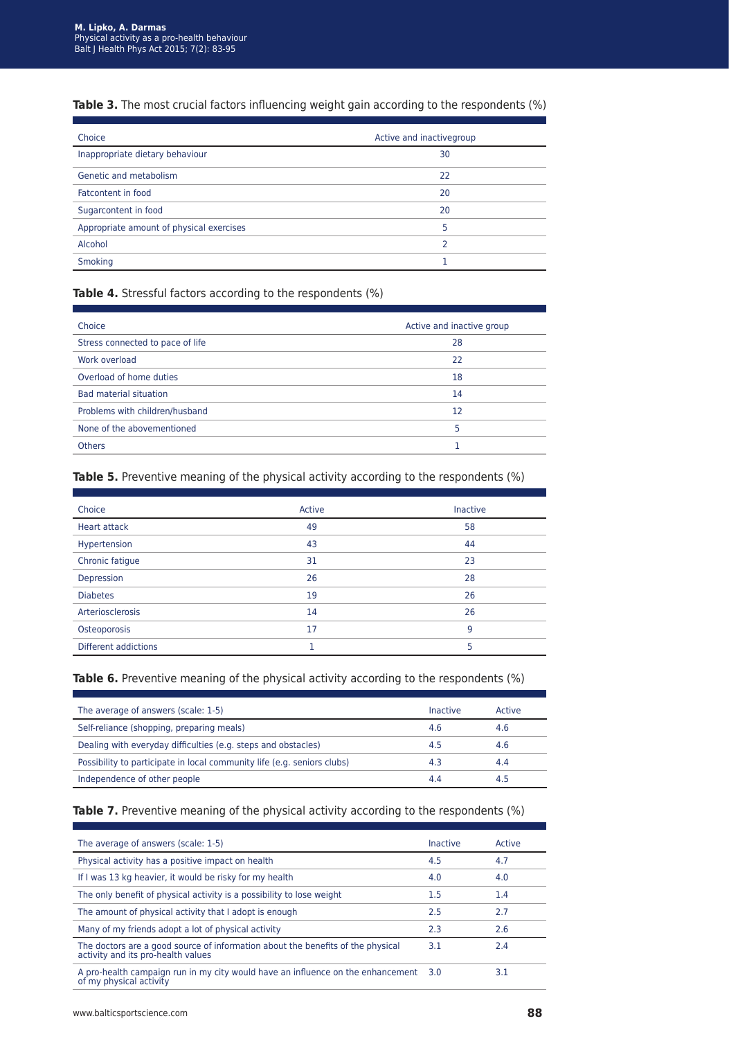**Table 3.** The most crucial factors influencing weight gain according to the respondents (%)

| Choice | Active and inactivegroup |
|---|---|
| Inappropriate dietary behaviour | 30 |
| Genetic and metabolism | 22 |
| Fatcontent in food | 20 |
| Sugarcontent in food | 20 |
| Appropriate amount of physical exercises | 5 |
| Alcohol | 2 |
| Smoking | 1 |

**Table 4.** Stressful factors according to the respondents (%)

| Choice | Active and inactive group |
|---|---|
| Stress connected to pace of life | 28 |
| Work overload | 22 |
| Overload of home duties | 18 |
| Bad material situation | 14 |
| Problems with children/husband | 12 |
| None of the abovementioned | 5 |
| Others | 1 |

**Table 5.** Preventive meaning of the physical activity according to the respondents (%)

| Choice | Active | Inactive |
|---|---|---|
| Heart attack | 49 | 58 |
| Hypertension | 43 | 44 |
| Chronic fatigue | 31 | 23 |
| Depression | 26 | 28 |
| Diabetes | 19 | 26 |
| Arteriosclerosis | 14 | 26 |
| Osteoporosis | 17 | 9 |
| Different addictions | 1 | 5 |

**Table 6.** Preventive meaning of the physical activity according to the respondents (%)

| The average of answers (scale: 1-5) | Inactive | Active |
|---|---|---|
| Self-reliance (shopping, preparing meals) | 4.6 | 4.6 |
| Dealing with everyday difficulties (e.g. steps and obstacles) | 4.5 | 4.6 |
| Possibility to participate in local community life (e.g. seniors clubs) | 4.3 | 4.4 |
| Independence of other people | 4.4 | 4.5 |

**Table 7.** Preventive meaning of the physical activity according to the respondents (%)

| The average of answers (scale: 1-5) | Inactive | Active |
|---|---|---|
| Physical activity has a positive impact on health | 4.5 | 4.7 |
| If I was 13 kg heavier, it would be risky for my health | 4.0 | 4.0 |
| The only benefit of physical activity is a possibility to lose weight | 1.5 | 1.4 |
| The amount of physical activity that I adopt is enough | 2.5 | 2.7 |
| Many of my friends adopt a lot of physical activity | 2.3 | 2.6 |
| The doctors are a good source of information about the benefits of the physical activity and its pro-health values | 3.1 | 2.4 |
| A pro-health campaign run in my city would have an influence on the enhancement of my physical activity | 3.0 | 3.1 |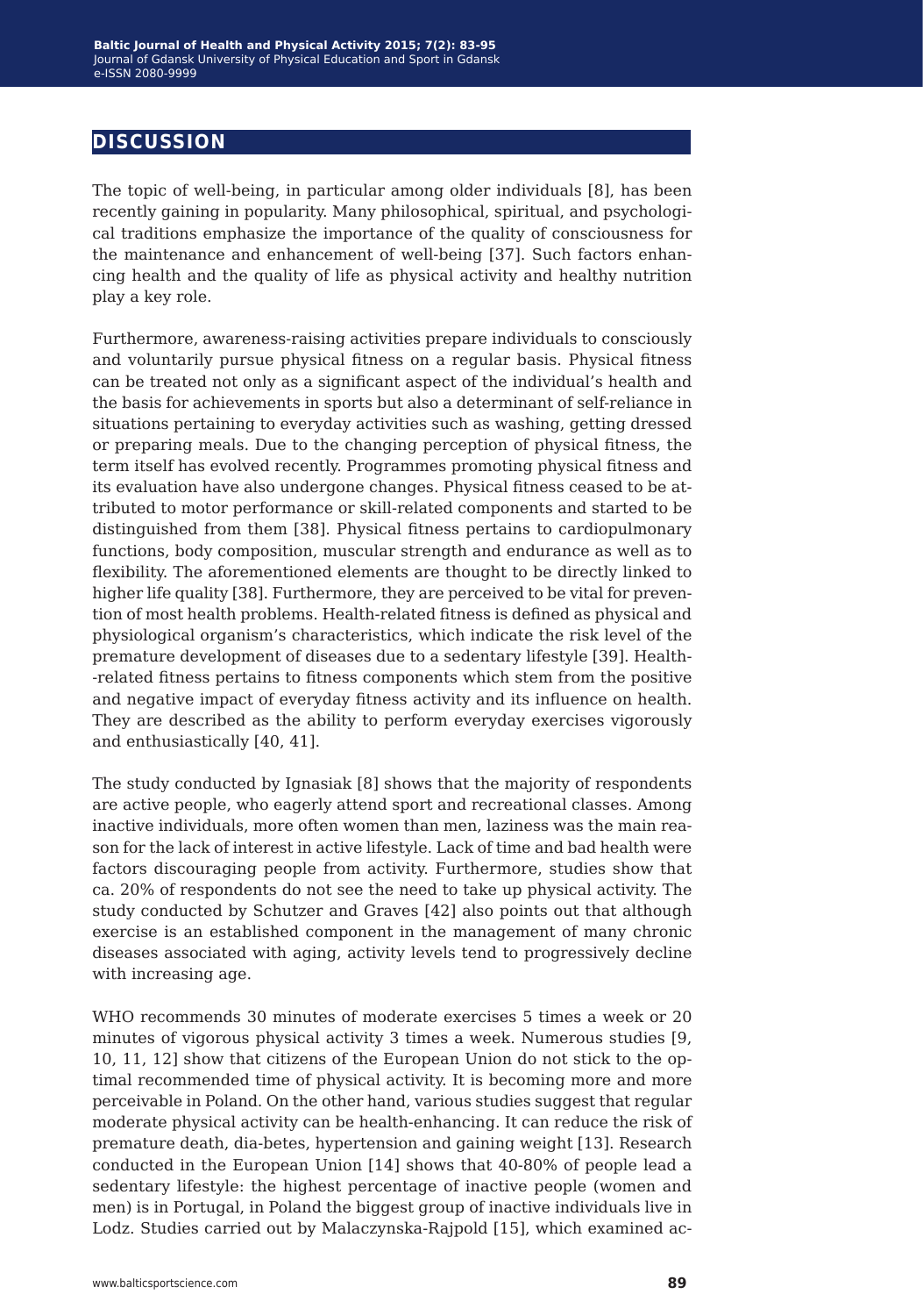## DISCUSSION

The topic of well-being, in particular among older individuals [8], has been recently gaining in popularity. Many philosophical, spiritual, and psychological traditions emphasize the importance of the quality of consciousness for the maintenance and enhancement of well-being [37]. Such factors enhancing health and the quality of life as physical activity and healthy nutrition play a key role.

Furthermore, awareness-raising activities prepare individuals to consciously and voluntarily pursue physical fitness on a regular basis. Physical fitness can be treated not only as a significant aspect of the individual's health and the basis for achievements in sports but also a determinant of self-reliance in situations pertaining to everyday activities such as washing, getting dressed or preparing meals. Due to the changing perception of physical fitness, the term itself has evolved recently. Programmes promoting physical fitness and its evaluation have also undergone changes. Physical fitness ceased to be attributed to motor performance or skill-related components and started to be distinguished from them [38]. Physical fitness pertains to cardiopulmonary functions, body composition, muscular strength and endurance as well as to flexibility. The aforementioned elements are thought to be directly linked to higher life quality [38]. Furthermore, they are perceived to be vital for prevention of most health problems. Health-related fitness is defined as physical and physiological organism's characteristics, which indicate the risk level of the premature development of diseases due to a sedentary lifestyle [39]. Health-related fitness pertains to fitness components which stem from the positive and negative impact of everyday fitness activity and its influence on health. They are described as the ability to perform everyday exercises vigorously and enthusiastically [40, 41].

The study conducted by Ignasiak [8] shows that the majority of respondents are active people, who eagerly attend sport and recreational classes. Among inactive individuals, more often women than men, laziness was the main reason for the lack of interest in active lifestyle. Lack of time and bad health were factors discouraging people from activity. Furthermore, studies show that ca. 20% of respondents do not see the need to take up physical activity. The study conducted by Schutzer and Graves [42] also points out that although exercise is an established component in the management of many chronic diseases associated with aging, activity levels tend to progressively decline with increasing age.

WHO recommends 30 minutes of moderate exercises 5 times a week or 20 minutes of vigorous physical activity 3 times a week. Numerous studies [9, 10, 11, 12] show that citizens of the European Union do not stick to the optimal recommended time of physical activity. It is becoming more and more perceivable in Poland. On the other hand, various studies suggest that regular moderate physical activity can be health-enhancing. It can reduce the risk of premature death, dia-betes, hypertension and gaining weight [13]. Research conducted in the European Union [14] shows that 40-80% of people lead a sedentary lifestyle: the highest percentage of inactive people (women and men) is in Portugal, in Poland the biggest group of inactive individuals live in Lodz. Studies carried out by Malaczynska-Rajpold [15], which examined ac-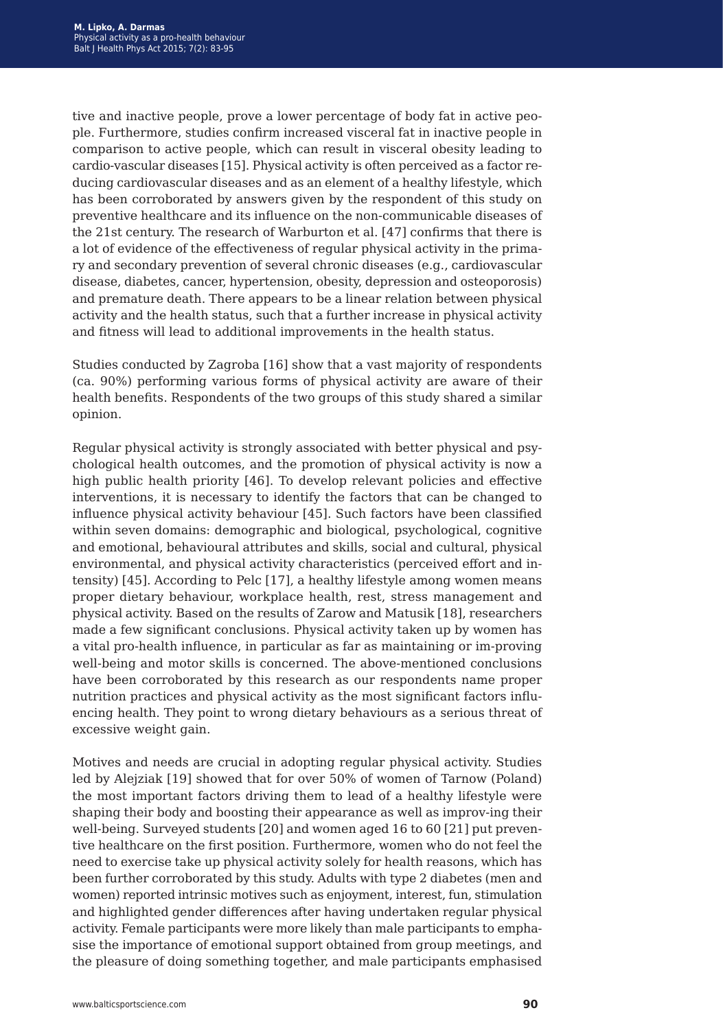tive and inactive people, prove a lower percentage of body fat in active people. Furthermore, studies confirm increased visceral fat in inactive people in comparison to active people, which can result in visceral obesity leading to cardio-vascular diseases [15]. Physical activity is often perceived as a factor reducing cardiovascular diseases and as an element of a healthy lifestyle, which has been corroborated by answers given by the respondent of this study on preventive healthcare and its influence on the non-communicable diseases of the 21st century. The research of Warburton et al. [47] confirms that there is a lot of evidence of the effectiveness of regular physical activity in the primary and secondary prevention of several chronic diseases (e.g., cardiovascular disease, diabetes, cancer, hypertension, obesity, depression and osteoporosis) and premature death. There appears to be a linear relation between physical activity and the health status, such that a further increase in physical activity and fitness will lead to additional improvements in the health status.

Studies conducted by Zagroba [16] show that a vast majority of respondents (ca. 90%) performing various forms of physical activity are aware of their health benefits. Respondents of the two groups of this study shared a similar opinion.

Regular physical activity is strongly associated with better physical and psychological health outcomes, and the promotion of physical activity is now a high public health priority [46]. To develop relevant policies and effective interventions, it is necessary to identify the factors that can be changed to influence physical activity behaviour [45]. Such factors have been classified within seven domains: demographic and biological, psychological, cognitive and emotional, behavioural attributes and skills, social and cultural, physical environmental, and physical activity characteristics (perceived effort and intensity) [45]. According to Pelc [17], a healthy lifestyle among women means proper dietary behaviour, workplace health, rest, stress management and physical activity. Based on the results of Zarow and Matusik [18], researchers made a few significant conclusions. Physical activity taken up by women has a vital pro-health influence, in particular as far as maintaining or im-proving well-being and motor skills is concerned. The above-mentioned conclusions have been corroborated by this research as our respondents name proper nutrition practices and physical activity as the most significant factors influencing health. They point to wrong dietary behaviours as a serious threat of excessive weight gain.

Motives and needs are crucial in adopting regular physical activity. Studies led by Alejziak [19] showed that for over 50% of women of Tarnow (Poland) the most important factors driving them to lead of a healthy lifestyle were shaping their body and boosting their appearance as well as improv-ing their well-being. Surveyed students [20] and women aged 16 to 60 [21] put preventive healthcare on the first position. Furthermore, women who do not feel the need to exercise take up physical activity solely for health reasons, which has been further corroborated by this study. Adults with type 2 diabetes (men and women) reported intrinsic motives such as enjoyment, interest, fun, stimulation and highlighted gender differences after having undertaken regular physical activity. Female participants were more likely than male participants to emphasise the importance of emotional support obtained from group meetings, and the pleasure of doing something together, and male participants emphasised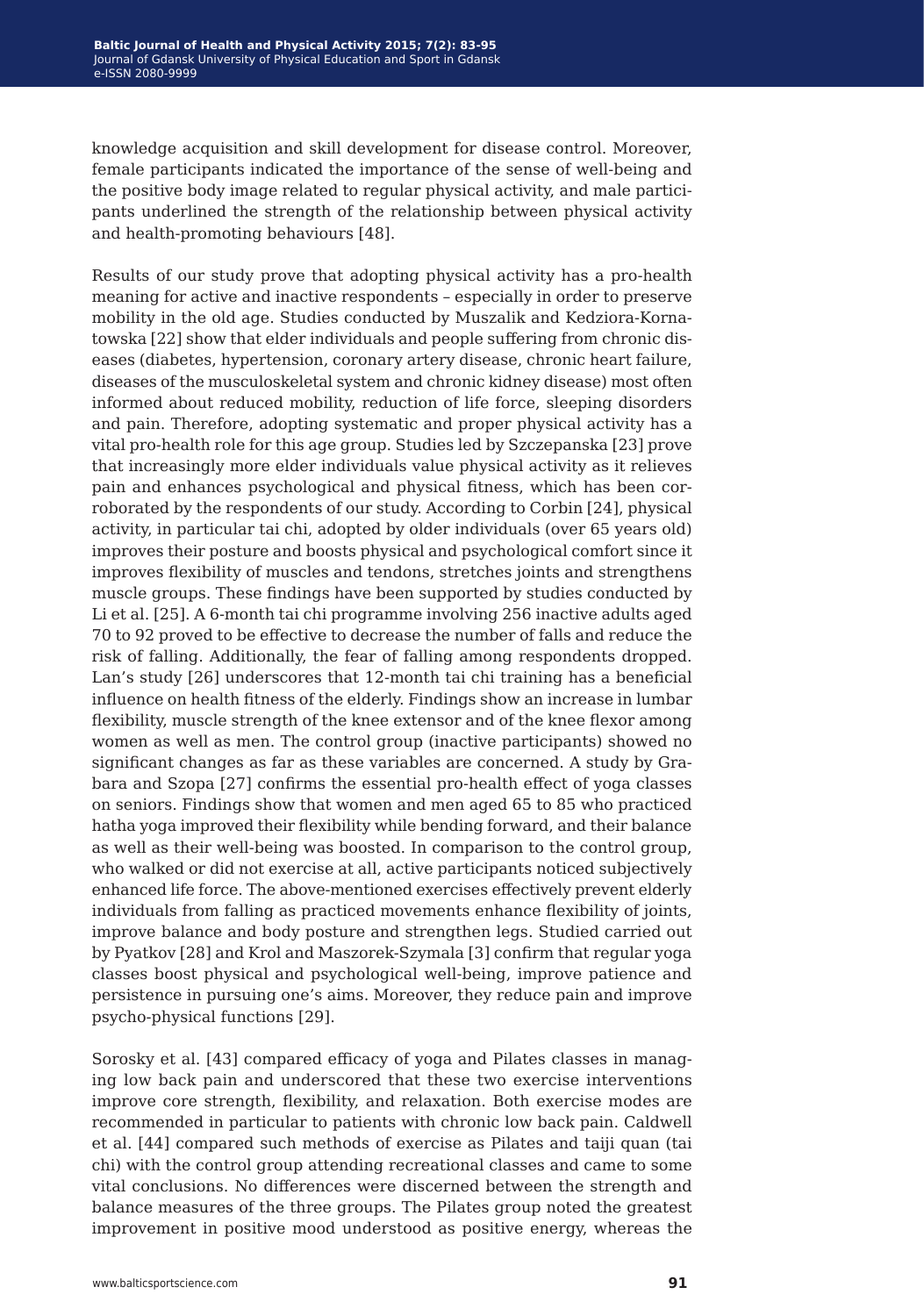knowledge acquisition and skill development for disease control. Moreover, female participants indicated the importance of the sense of well-being and the positive body image related to regular physical activity, and male participants underlined the strength of the relationship between physical activity and health-promoting behaviours [48].

Results of our study prove that adopting physical activity has a pro-health meaning for active and inactive respondents – especially in order to preserve mobility in the old age. Studies conducted by Muszalik and Kedziora-Kornatowska [22] show that elder individuals and people suffering from chronic diseases (diabetes, hypertension, coronary artery disease, chronic heart failure, diseases of the musculoskeletal system and chronic kidney disease) most often informed about reduced mobility, reduction of life force, sleeping disorders and pain. Therefore, adopting systematic and proper physical activity has a vital pro-health role for this age group. Studies led by Szczepanska [23] prove that increasingly more elder individuals value physical activity as it relieves pain and enhances psychological and physical fitness, which has been corroborated by the respondents of our study. According to Corbin [24], physical activity, in particular tai chi, adopted by older individuals (over 65 years old) improves their posture and boosts physical and psychological comfort since it improves flexibility of muscles and tendons, stretches joints and strengthens muscle groups. These findings have been supported by studies conducted by Li et al. [25]. A 6-month tai chi programme involving 256 inactive adults aged 70 to 92 proved to be effective to decrease the number of falls and reduce the risk of falling. Additionally, the fear of falling among respondents dropped. Lan's study [26] underscores that 12-month tai chi training has a beneficial influence on health fitness of the elderly. Findings show an increase in lumbar flexibility, muscle strength of the knee extensor and of the knee flexor among women as well as men. The control group (inactive participants) showed no significant changes as far as these variables are concerned. A study by Grabara and Szopa [27] confirms the essential pro-health effect of yoga classes on seniors. Findings show that women and men aged 65 to 85 who practiced hatha yoga improved their flexibility while bending forward, and their balance as well as their well-being was boosted. In comparison to the control group, who walked or did not exercise at all, active participants noticed subjectively enhanced life force. The above-mentioned exercises effectively prevent elderly individuals from falling as practiced movements enhance flexibility of joints, improve balance and body posture and strengthen legs. Studied carried out by Pyatkov [28] and Krol and Maszorek-Szymala [3] confirm that regular yoga classes boost physical and psychological well-being, improve patience and persistence in pursuing one's aims. Moreover, they reduce pain and improve psycho-physical functions [29].

Sorosky et al. [43] compared efficacy of yoga and Pilates classes in managing low back pain and underscored that these two exercise interventions improve core strength, flexibility, and relaxation. Both exercise modes are recommended in particular to patients with chronic low back pain. Caldwell et al. [44] compared such methods of exercise as Pilates and taiji quan (tai chi) with the control group attending recreational classes and came to some vital conclusions. No differences were discerned between the strength and balance measures of the three groups. The Pilates group noted the greatest improvement in positive mood understood as positive energy, whereas the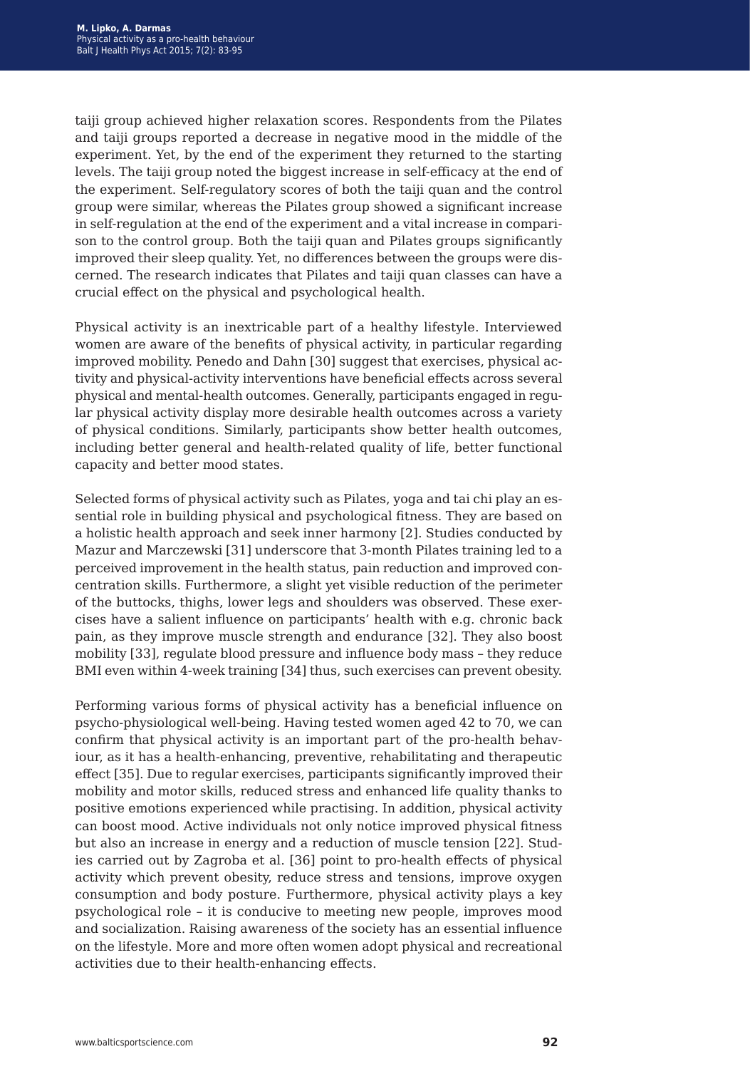taiji group achieved higher relaxation scores. Respondents from the Pilates and taiji groups reported a decrease in negative mood in the middle of the experiment. Yet, by the end of the experiment they returned to the starting levels. The taiji group noted the biggest increase in self-efficacy at the end of the experiment. Self-regulatory scores of both the taiji quan and the control group were similar, whereas the Pilates group showed a significant increase in self-regulation at the end of the experiment and a vital increase in comparison to the control group. Both the taiji quan and Pilates groups significantly improved their sleep quality. Yet, no differences between the groups were discerned. The research indicates that Pilates and taiji quan classes can have a crucial effect on the physical and psychological health.

Physical activity is an inextricable part of a healthy lifestyle. Interviewed women are aware of the benefits of physical activity, in particular regarding improved mobility. Penedo and Dahn [30] suggest that exercises, physical activity and physical-activity interventions have beneficial effects across several physical and mental-health outcomes. Generally, participants engaged in regular physical activity display more desirable health outcomes across a variety of physical conditions. Similarly, participants show better health outcomes, including better general and health-related quality of life, better functional capacity and better mood states.

Selected forms of physical activity such as Pilates, yoga and tai chi play an essential role in building physical and psychological fitness. They are based on a holistic health approach and seek inner harmony [2]. Studies conducted by Mazur and Marczewski [31] underscore that 3-month Pilates training led to a perceived improvement in the health status, pain reduction and improved concentration skills. Furthermore, a slight yet visible reduction of the perimeter of the buttocks, thighs, lower legs and shoulders was observed. These exercises have a salient influence on participants' health with e.g. chronic back pain, as they improve muscle strength and endurance [32]. They also boost mobility [33], regulate blood pressure and influence body mass – they reduce BMI even within 4-week training [34] thus, such exercises can prevent obesity.

Performing various forms of physical activity has a beneficial influence on psycho-physiological well-being. Having tested women aged 42 to 70, we can confirm that physical activity is an important part of the pro-health behaviour, as it has a health-enhancing, preventive, rehabilitating and therapeutic effect [35]. Due to regular exercises, participants significantly improved their mobility and motor skills, reduced stress and enhanced life quality thanks to positive emotions experienced while practising. In addition, physical activity can boost mood. Active individuals not only notice improved physical fitness but also an increase in energy and a reduction of muscle tension [22]. Studies carried out by Zagroba et al. [36] point to pro-health effects of physical activity which prevent obesity, reduce stress and tensions, improve oxygen consumption and body posture. Furthermore, physical activity plays a key psychological role – it is conducive to meeting new people, improves mood and socialization. Raising awareness of the society has an essential influence on the lifestyle. More and more often women adopt physical and recreational activities due to their health-enhancing effects.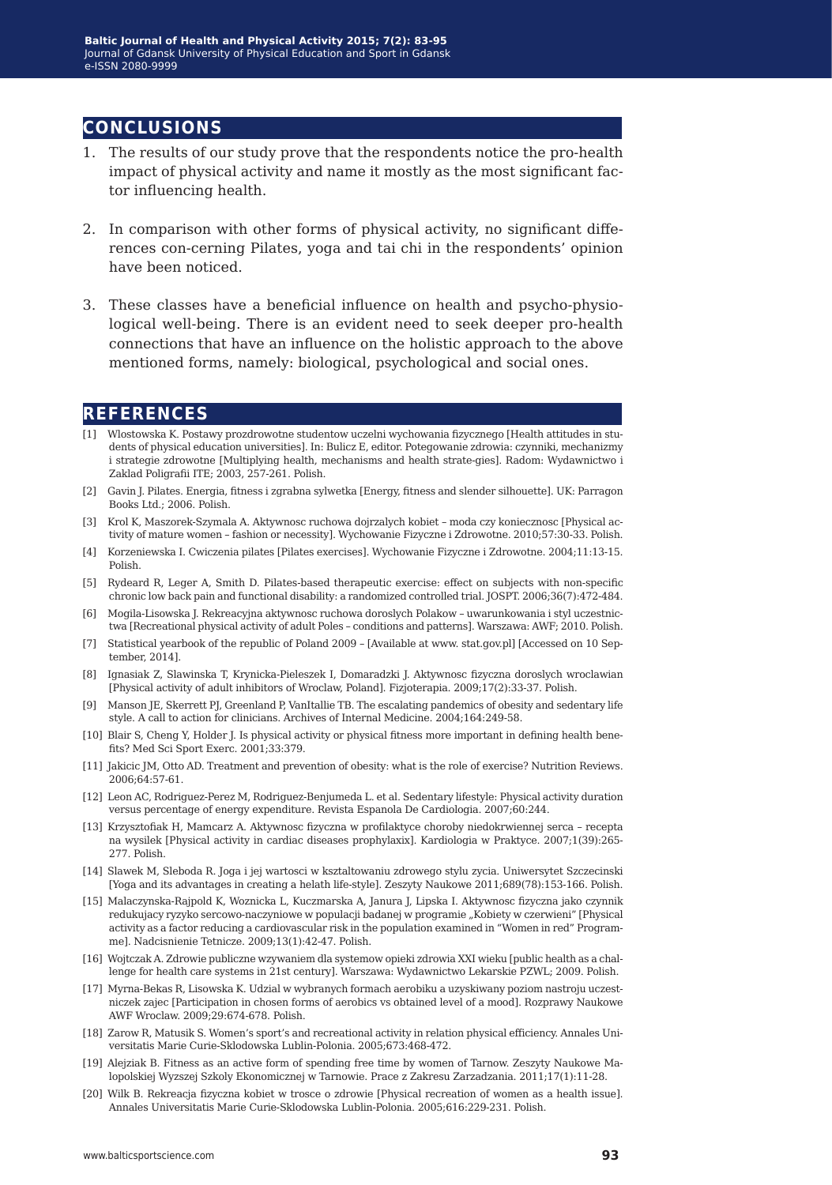## CONCLUSIONS

1. The results of our study prove that the respondents notice the pro-health impact of physical activity and name it mostly as the most significant factor influencing health.

2. In comparison with other forms of physical activity, no significant differences con-cerning Pilates, yoga and tai chi in the respondents' opinion have been noticed.

3. These classes have a beneficial influence on health and psycho-physiological well-being. There is an evident need to seek deeper pro-health connections that have an influence on the holistic approach to the above mentioned forms, namely: biological, psychological and social ones.

## REFERENCES

[1] Wlostowska K. Postawy prozdrowotne studentow uczelni wychowania fizycznego [Health attitudes in students of physical education universities]. In: Bulicz E, editor. Potegowanie zdrowia: czynniki, mechanizmy i strategie zdrowotne [Multiplying health, mechanisms and health strate-gies]. Radom: Wydawnictwo i Zaklad Poligrafii ITE; 2003, 257-261. Polish.

[2] Gavin J. Pilates. Energia, fitness i zgrabna sylwetka [Energy, fitness and slender silhouette]. UK: Parragon Books Ltd.; 2006. Polish.

[3] Krol K, Maszorek-Szymala A. Aktywnosc ruchowa dojrzalych kobiet – moda czy koniecznosc [Physical activity of mature women – fashion or necessity]. Wychowanie Fizyczne i Zdrowotne. 2010;57:30-33. Polish.

[4] Korzeniewska I. Cwiczenia pilates [Pilates exercises]. Wychowanie Fizyczne i Zdrowotne. 2004;11:13-15. Polish.

[5] Rydeard R, Leger A, Smith D. Pilates-based therapeutic exercise: effect on subjects with non-specific chronic low back pain and functional disability: a randomized controlled trial. JOSPT. 2006;36(7):472-484.

[6] Mogila-Lisowska J. Rekreacyjna aktywnosc ruchowa doroslych Polakow – uwarunkowania i styl uczestnictwa [Recreational physical activity of adult Poles – conditions and patterns]. Warszawa: AWF; 2010. Polish.

[7] Statistical yearbook of the republic of Poland 2009 – [Available at www. stat.gov.pl] [Accessed on 10 September, 2014].

[8] Ignasiak Z, Slawinska T, Krynicka-Pieleszek I, Domaradzki J. Aktywnosc fizyczna doroslych wroclawian [Physical activity of adult inhibitors of Wroclaw, Poland]. Fizjoterapia. 2009;17(2):33-37. Polish.

[9] Manson JE, Skerrett PJ, Greenland P, VanItallie TB. The escalating pandemics of obesity and sedentary life style. A call to action for clinicians. Archives of Internal Medicine. 2004;164:249-58.

[10] Blair S, Cheng Y, Holder J. Is physical activity or physical fitness more important in defining health benefits? Med Sci Sport Exerc. 2001;33:379.

[11] Jakicic JM, Otto AD. Treatment and prevention of obesity: what is the role of exercise? Nutrition Reviews. 2006;64:57-61.

[12] Leon AC, Rodriguez-Perez M, Rodriguez-Benjumeda L. et al. Sedentary lifestyle: Physical activity duration versus percentage of energy expenditure. Revista Espanola De Cardiologia. 2007;60:244.

[13] Krzysztofiak H, Mamcarz A. Aktywnosc fizyczna w profilaktyce choroby niedokrwiennej serca – recepta na wysilek [Physical activity in cardiac diseases prophylaxix]. Kardiologia w Praktyce. 2007;1(39):265-277. Polish.

[14] Slawek M, Sleboda R. Joga i jej wartosci w ksztaltowaniu zdrowego stylu zycia. Uniwersytet Szczecinski [Yoga and its advantages in creating a helath life-style]. Zeszyty Naukowe 2011;689(78):153-166. Polish.

[15] Malaczynska-Rajpold K, Woznicka L, Kuczmarska A, Janura J, Lipska I. Aktywnosc fizyczna jako czynnik redukujacy ryzyko sercowo-naczyniowe w populacji badanej w programie „Kobiety w czerwieni" [Physical activity as a factor reducing a cardiovascular risk in the population examined in "Women in red" Programme]. Nadcisnienie Tetnicze. 2009;13(1):42-47. Polish.

[16] Wojtczak A. Zdrowie publiczne wzywaniem dla systemow opieki zdrowia XXI wieku [public health as a challenge for health care systems in 21st century]. Warszawa: Wydawnictwo Lekarskie PZWL; 2009. Polish.

[17] Myrna-Bekas R, Lisowska K. Udzial w wybranych formach aerobiku a uzyskiwany poziom nastroju uczestniczek zajec [Participation in chosen forms of aerobics vs obtained level of a mood]. Rozprawy Naukowe AWF Wroclaw. 2009;29:674-678. Polish.

[18] Zarow R, Matusik S. Women's sport's and recreational activity in relation physical efficiency. Annales Universitatis Marie Curie-Sklodowska Lublin-Polonia. 2005;673:468-472.

[19] Alejziak B. Fitness as an active form of spending free time by women of Tarnow. Zeszyty Naukowe Malopolskiej Wyzszej Szkoly Ekonomicznej w Tarnowie. Prace z Zakresu Zarzadzania. 2011;17(1):11-28.

[20] Wilk B. Rekreacja fizyczna kobiet w trosce o zdrowie [Physical recreation of women as a health issue]. Annales Universitatis Marie Curie-Sklodowska Lublin-Polonia. 2005;616:229-231. Polish.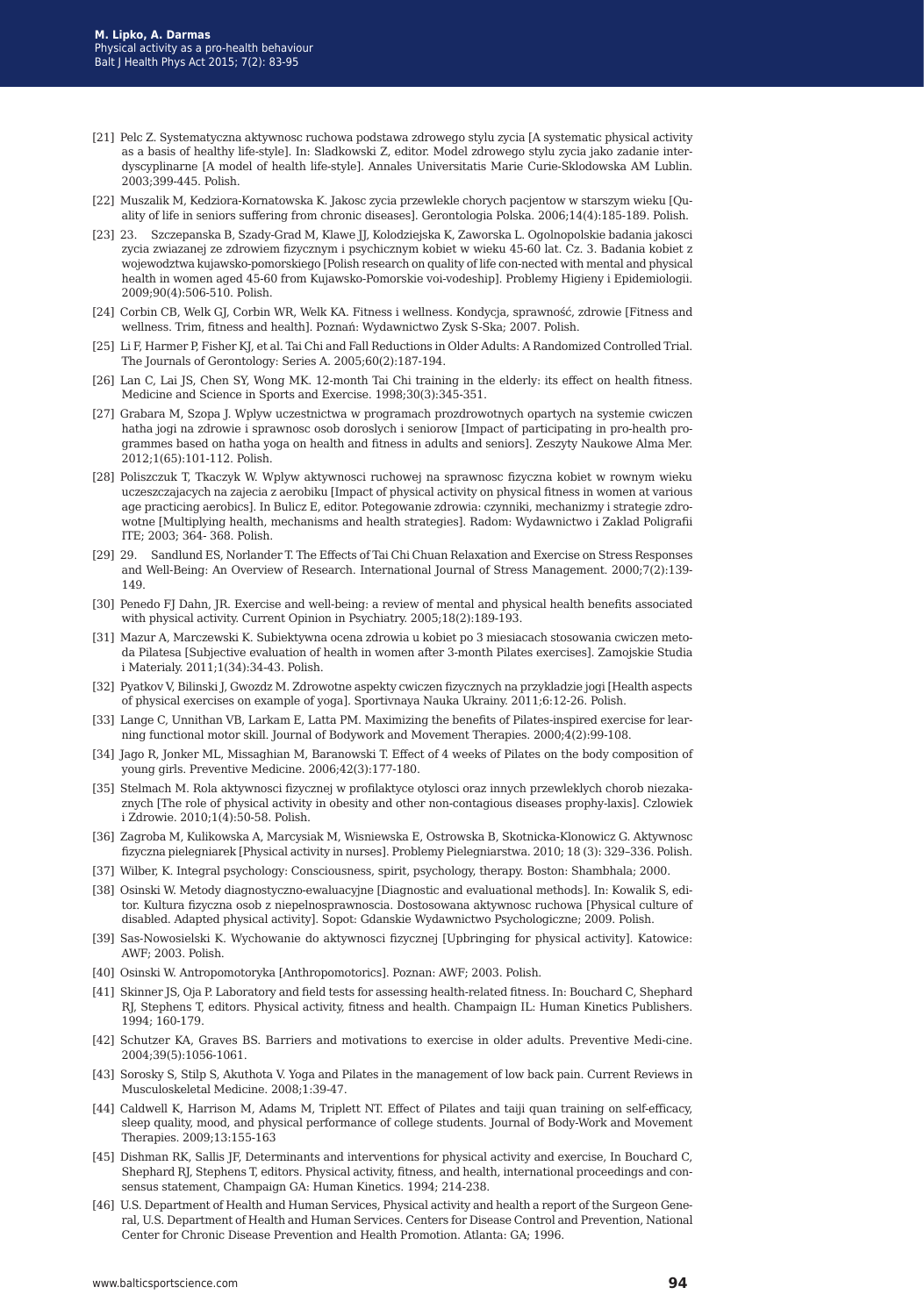[21] Pelc Z. Systematyczna aktywnosc ruchowa podstawa zdrowego stylu zycia [A systematic physical activity as a basis of healthy life-style]. In: Sladkowski Z, editor. Model zdrowego stylu zycia jako zadanie interdyscyplinarne [A model of health life-style]. Annales Universitatis Marie Curie-Sklodowska AM Lublin. 2003;399-445. Polish.

[22] Muszalik M, Kedziora-Kornatowska K. Jakosc zycia przewlekle chorych pacjentow w starszym wieku [Quality of life in seniors suffering from chronic diseases]. Gerontologia Polska. 2006;14(4):185-189. Polish.

[23] 23. Szczepanska B, Szady-Grad M, Klawe JJ, Kolodziejska K, Zaworska L. Ogolnopolskie badania jakosci zycia zwiazanej ze zdrowiem fizycznym i psychicznym kobiet w wieku 45-60 lat. Cz. 3. Badania kobiet z wojewodztwa kujawsko-pomorskiego [Polish research on quality of life con-nected with mental and physical health in women aged 45-60 from Kujawsko-Pomorskie voi-vodeship]. Problemy Higieny i Epidemiologii. 2009;90(4):506-510. Polish.

[24] Corbin CB, Welk GJ, Corbin WR, Welk KA. Fitness i wellness. Kondycja, sprawność, zdrowie [Fitness and wellness. Trim, fitness and health]. Poznań: Wydawnictwo Zysk S-Ska; 2007. Polish.

[25] Li F, Harmer P, Fisher KJ, et al. Tai Chi and Fall Reductions in Older Adults: A Randomized Controlled Trial. The Journals of Gerontology: Series A. 2005;60(2):187-194.

[26] Lan C, Lai JS, Chen SY, Wong MK. 12-month Tai Chi training in the elderly: its effect on health fitness. Medicine and Science in Sports and Exercise. 1998;30(3):345-351.

[27] Grabara M, Szopa J. Wplyw uczestnictwa w programach prozdrowotnych opartych na systemie cwiczen hatha jogi na zdrowie i sprawnosc osob doroslych i seniorow [Impact of participating in pro-health programmes based on hatha yoga on health and fitness in adults and seniors]. Zeszyty Naukowe Alma Mer. 2012;1(65):101-112. Polish.

[28] Poliszczuk T, Tkaczyk W. Wplyw aktywnosci ruchowej na sprawnosc fizyczna kobiet w rownym wieku uczeszczajacych na zajecia z aerobiku [Impact of physical activity on physical fitness in women at various age practicing aerobics]. In Bulicz E, editor. Potegowanie zdrowia: czynniki, mechanizmy i strategie zdrowotne [Multiplying health, mechanisms and health strategies]. Radom: Wydawnictwo i Zaklad Poligrafii ITE; 2003; 364- 368. Polish.

[29] 29. Sandlund ES, Norlander T. The Effects of Tai Chi Chuan Relaxation and Exercise on Stress Responses and Well-Being: An Overview of Research. International Journal of Stress Management. 2000;7(2):139-149.

[30] Penedo FJ Dahn, JR. Exercise and well-being: a review of mental and physical health benefits associated with physical activity. Current Opinion in Psychiatry. 2005;18(2):189-193.

[31] Mazur A, Marczewski K. Subiektywna ocena zdrowia u kobiet po 3 miesiacach stosowania cwiczen metoda Pilatesa [Subjective evaluation of health in women after 3-month Pilates exercises]. Zamojskie Studia i Materialy. 2011;1(34):34-43. Polish.

[32] Pyatkov V, Bilinski J, Gwozdz M. Zdrowotne aspekty cwiczen fizycznych na przykladzie jogi [Health aspects of physical exercises on example of yoga]. Sportivnaya Nauka Ukrainy. 2011;6:12-26. Polish.

[33] Lange C, Unnithan VB, Larkam E, Latta PM. Maximizing the benefits of Pilates-inspired exercise for learning functional motor skill. Journal of Bodywork and Movement Therapies. 2000;4(2):99-108.

[34] Jago R, Jonker ML, Missaghian M, Baranowski T. Effect of 4 weeks of Pilates on the body composition of young girls. Preventive Medicine. 2006;42(3):177-180.

[35] Stelmach M. Rola aktywnosci fizycznej w profilaktyce otylosci oraz innych przewleklych chorob niezakaznych [The role of physical activity in obesity and other non-contagious diseases prophy-laxis]. Czlowiek i Zdrowie. 2010;1(4):50-58. Polish.

[36] Zagroba M, Kulikowska A, Marcysiak M, Wisniewska E, Ostrowska B, Skotnicka-Klonowicz G. Aktywnosc fizyczna pielegniarek [Physical activity in nurses]. Problemy Pielegniarstwa. 2010; 18 (3): 329–336. Polish.

[37] Wilber, K. Integral psychology: Consciousness, spirit, psychology, therapy. Boston: Shambhala; 2000.

[38] Osinski W. Metody diagnostyczno-ewaluacyjne [Diagnostic and evaluational methods]. In: Kowalik S, editor. Kultura fizyczna osob z niepelnosprawnoscia. Dostosowana aktywnosc ruchowa [Physical culture of disabled. Adapted physical activity]. Sopot: Gdanskie Wydawnictwo Psychologiczne; 2009. Polish.

[39] Sas-Nowosielski K. Wychowanie do aktywnosci fizycznej [Upbringing for physical activity]. Katowice: AWF; 2003. Polish.

[40] Osinski W. Antropomotoryka [Anthropomotorics]. Poznan: AWF; 2003. Polish.

[41] Skinner JS, Oja P. Laboratory and field tests for assessing health-related fitness. In: Bouchard C, Shephard RJ, Stephens T, editors. Physical activity, fitness and health. Champaign IL: Human Kinetics Publishers. 1994; 160-179.

[42] Schutzer KA, Graves BS. Barriers and motivations to exercise in older adults. Preventive Medi-cine. 2004;39(5):1056-1061.

[43] Sorosky S, Stilp S, Akuthota V. Yoga and Pilates in the management of low back pain. Current Reviews in Musculoskeletal Medicine. 2008;1:39-47.

[44] Caldwell K, Harrison M, Adams M, Triplett NT. Effect of Pilates and taiji quan training on self-efficacy, sleep quality, mood, and physical performance of college students. Journal of Body-Work and Movement Therapies. 2009;13:155-163

[45] Dishman RK, Sallis JF, Determinants and interventions for physical activity and exercise, In Bouchard C, Shephard RJ, Stephens T, editors. Physical activity, fitness, and health, international proceedings and consensus statement, Champaign GA: Human Kinetics. 1994; 214-238.

[46] U.S. Department of Health and Human Services, Physical activity and health a report of the Surgeon General, U.S. Department of Health and Human Services. Centers for Disease Control and Prevention, National Center for Chronic Disease Prevention and Health Promotion. Atlanta: GA; 1996.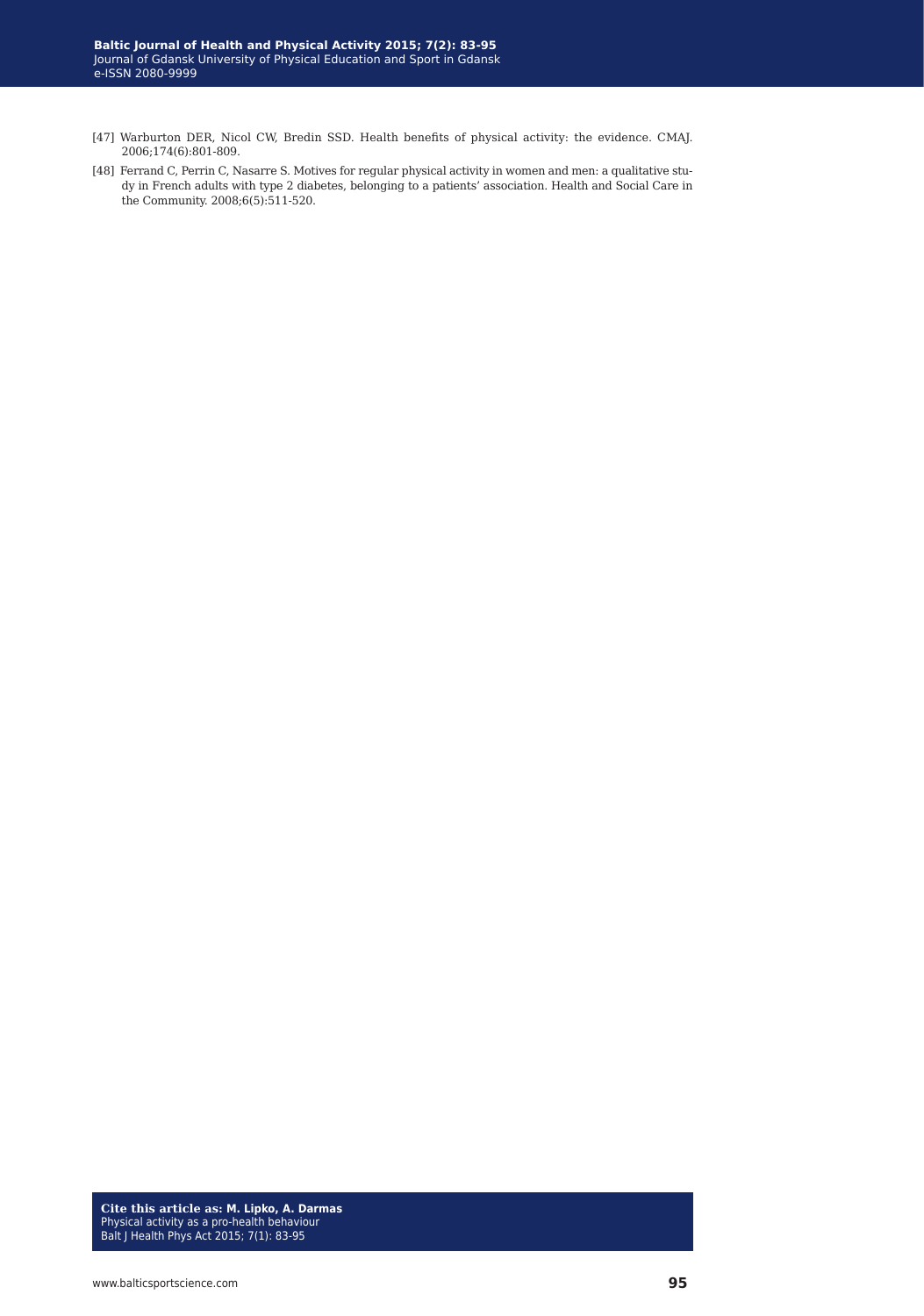[47] Warburton DER, Nicol CW, Bredin SSD. Health benefits of physical activity: the evidence. CMAJ. 2006;174(6):801-809.

[48] Ferrand C, Perrin C, Nasarre S. Motives for regular physical activity in women and men: a qualitative study in French adults with type 2 diabetes, belonging to a patients' association. Health and Social Care in the Community. 2008;6(5):511-520.

**Cite this article as: M. Lipko, A. Darmas**
Physical activity as a pro-health behaviour
Balt J Health Phys Act 2015; 7(1): 83-95